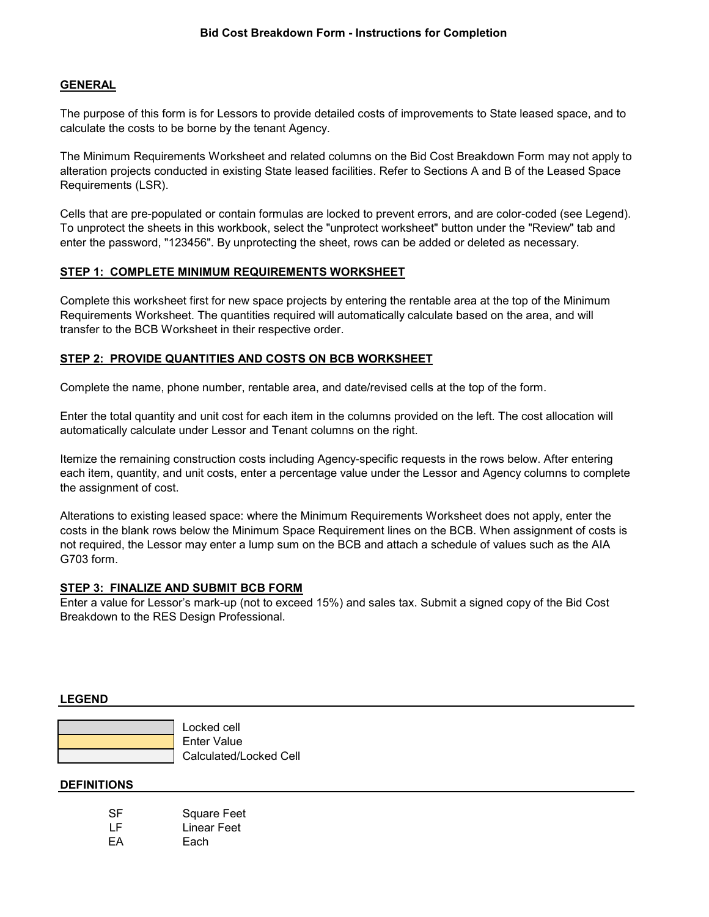# Bid Cost Breakdown Form - Instructions for Completion

## GENERAL

The purpose of this form is for Lessors to provide detailed costs of improvements to State leased space, and to calculate the costs to be borne by the tenant Agency.

The Minimum Requirements Worksheet and related columns on the Bid Cost Breakdown Form may not apply to alteration projects conducted in existing State leased facilities. Refer to Sections A and B of the Leased Space Requirements (LSR).

Cells that are pre-populated or contain formulas are locked to prevent errors, and are color-coded (see Legend). To unprotect the sheets in this workbook, select the "unprotect worksheet" button under the "Review" tab and enter the password, "123456". By unprotecting the sheet, rows can be added or deleted as necessary.

## STEP 1: COMPLETE MINIMUM REQUIREMENTS WORKSHEET

Complete this worksheet first for new space projects by entering the rentable area at the top of the Minimum Requirements Worksheet. The quantities required will automatically calculate based on the area, and will transfer to the BCB Worksheet in their respective order.

## STEP 2: PROVIDE QUANTITIES AND COSTS ON BCB WORKSHEET

Complete the name, phone number, rentable area, and date/revised cells at the top of the form.

Enter the total quantity and unit cost for each item in the columns provided on the left. The cost allocation will automatically calculate under Lessor and Tenant columns on the right.

Itemize the remaining construction costs including Agency-specific requests in the rows below. After entering each item, quantity, and unit costs, enter a percentage value under the Lessor and Agency columns to complete the assignment of cost.

Alterations to existing leased space: where the Minimum Requirements Worksheet does not apply, enter the costs in the blank rows below the Minimum Space Requirement lines on the BCB. When assignment of costs is not required, the Lessor may enter a lump sum on the BCB and attach a schedule of values such as the AIA G703 form.

## STEP 3: FINALIZE AND SUBMIT BCB FORM

Enter a value for Lessor's mark-up (not to exceed 15%) and sales tax. Submit a signed copy of the Bid Cost Breakdown to the RES Design Professional.

## LEGEND

| | |
|---|---|
| (gray) | Locked cell |
| (yellow) | Enter Value |
| (light gray) | Calculated/Locked Cell |

## DEFINITIONS

| | |
|---|---|
| SF | Square Feet |
| LF | Linear Feet |
| EA | Each |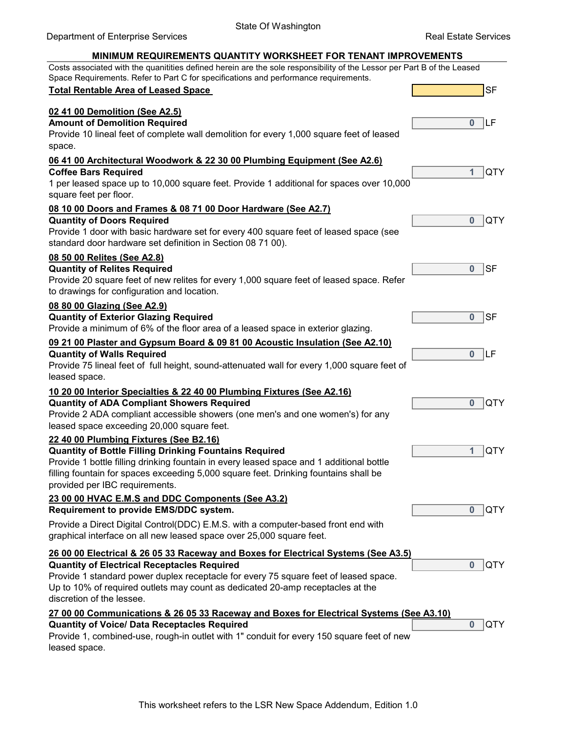State Of Washington

Department of Enterprise Services | Real Estate Services

**MINIMUM REQUIREMENTS QUANTITY WORKSHEET FOR TENANT IMPROVEMENTS**

Costs associated with the quanitities defined herein are the sole responsibility of the Lessor per Part B of the Leased Space Requirements. Refer to Part C for specifications and performance requirements.

**Total Rentable Area of Leased Space** | | SF

**02 41 00 Demolition (See A2.5)**

**Amount of Demolition Required** | 0 | LF

Provide 10 lineal feet of complete wall demolition for every 1,000 square feet of leased space.

**06 41 00 Architectural Woodwork & 22 30 00 Plumbing Equipment (See A2.6)**

**Coffee Bars Required** | 1 | QTY

1 per leased space up to 10,000 square feet. Provide 1 additional for spaces over 10,000 square feet per floor.

**08 10 00 Doors and Frames & 08 71 00 Door Hardware (See A2.7)**

**Quantity of Doors Required** | 0 | QTY

Provide 1 door with basic hardware set for every 400 square feet of leased space (see standard door hardware set definition in Section 08 71 00).

**08 50 00 Relites (See A2.8)**

**Quantity of Relites Required** | 0 | SF

Provide 20 square feet of new relites for every 1,000 square feet of leased space. Refer to drawings for configuration and location.

**08 80 00 Glazing (See A2.9)**

**Quantity of Exterior Glazing Required** | 0 | SF

Provide a minimum of 6% of the floor area of a leased space in exterior glazing.

**09 21 00 Plaster and Gypsum Board & 09 81 00 Acoustic Insulation (See A2.10)**

**Quantity of Walls Required** | 0 | LF

Provide 75 lineal feet of full height, sound-attenuated wall for every 1,000 square feet of leased space.

**10 20 00 Interior Specialties & 22 40 00 Plumbing Fixtures (See A2.16)**

**Quantity of ADA Compliant Showers Required** | 0 | QTY

Provide 2 ADA compliant accessible showers (one men's and one women's) for any leased space exceeding 20,000 square feet.

**22 40 00 Plumbing Fixtures (See B2.16)**

**Quantity of Bottle Filling Drinking Fountains Required** | 1 | QTY

Provide 1 bottle filling drinking fountain in every leased space and 1 additional bottle filling fountain for spaces exceeding 5,000 square feet. Drinking fountains shall be provided per IBC requirements.

**23 00 00 HVAC E.M.S and DDC Components (See A3.2)**

**Requirement to provide EMS/DDC system.** | 0 | QTY

Provide a Direct Digital Control(DDC) E.M.S. with a computer-based front end with graphical interface on all new leased space over 25,000 square feet.

**26 00 00 Electrical & 26 05 33 Raceway and Boxes for Electrical Systems (See A3.5)**

**Quantity of Electrical Receptacles Required** | 0 | QTY

Provide 1 standard power duplex receptacle for every 75 square feet of leased space. Up to 10% of required outlets may count as dedicated 20-amp receptacles at the discretion of the lessee.

**27 00 00 Communications & 26 05 33 Raceway and Boxes for Electrical Systems (See A3.10)**

**Quantity of Voice/ Data Receptacles Required** | 0 | QTY

Provide 1, combined-use, rough-in outlet with 1" conduit for every 150 square feet of new leased space.

This worksheet refers to the LSR New Space Addendum, Edition 1.0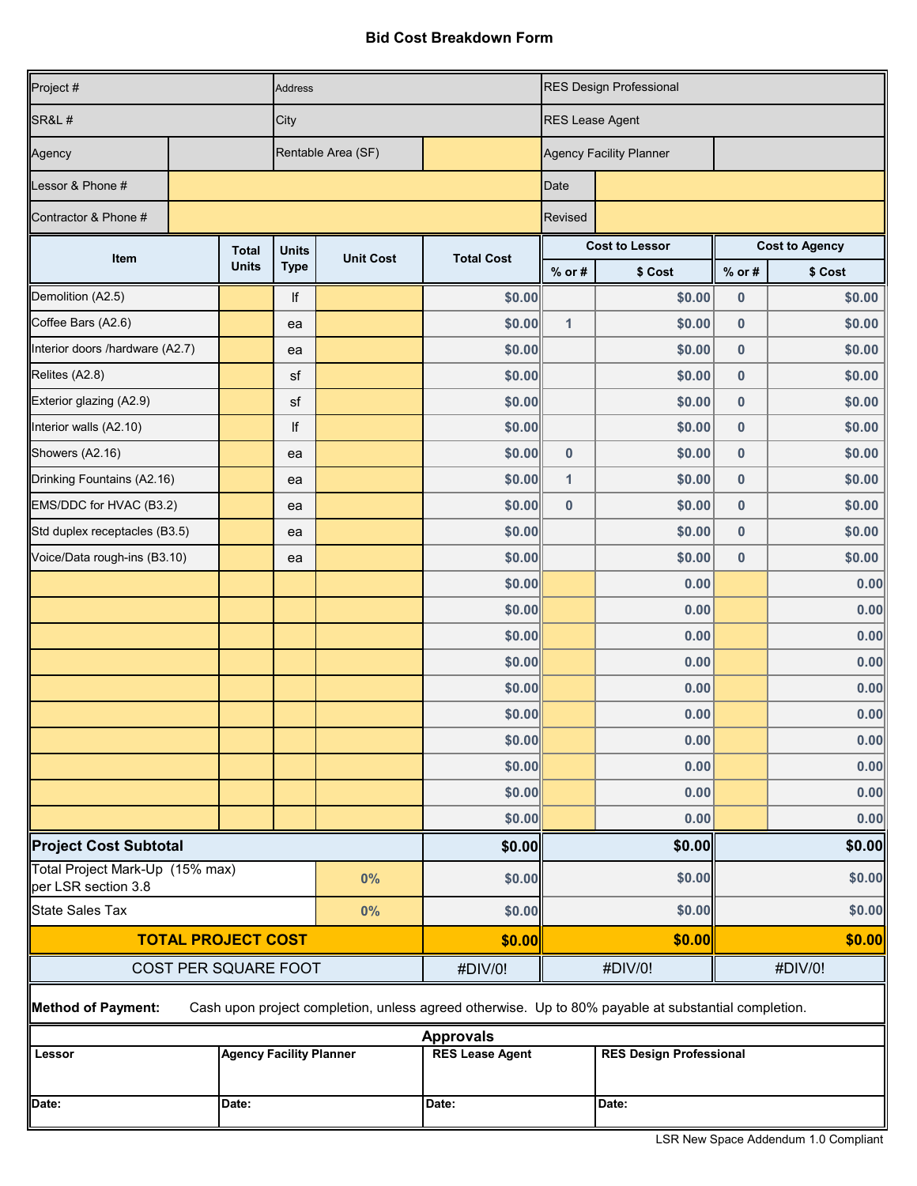# Bid Cost Breakdown Form

| | | | | | |
|---|---|---|---|---|---|
| Project # | | Address | | RES Design Professional | |
| SR&L # | | City | | RES Lease Agent | |
| Agency | | Rentable Area (SF) | | Agency Facility Planner | |
| Lessor & Phone # | | | | Date | |
| Contractor & Phone # | | | | Revised | |

| Item | Total Units | Units Type | Unit Cost | Total Cost | Cost to Lessor | | Cost to Agency | |
|---|---|---|---|---|---|---|---|---|
| | | | | | % or # | $ Cost | % or # | $ Cost |
| Demolition (A2.5) | | lf | | $0.00 | | $0.00 | 0 | $0.00 |
| Coffee Bars (A2.6) | | ea | | $0.00 | 1 | $0.00 | 0 | $0.00 |
| Interior doors /hardware (A2.7) | | ea | | $0.00 | | $0.00 | 0 | $0.00 |
| Relites (A2.8) | | sf | | $0.00 | | $0.00 | 0 | $0.00 |
| Exterior glazing (A2.9) | | sf | | $0.00 | | $0.00 | 0 | $0.00 |
| Interior walls (A2.10) | | lf | | $0.00 | | $0.00 | 0 | $0.00 |
| Showers (A2.16) | | ea | | $0.00 | 0 | $0.00 | 0 | $0.00 |
| Drinking Fountains (A2.16) | | ea | | $0.00 | 1 | $0.00 | 0 | $0.00 |
| EMS/DDC for HVAC (B3.2) | | ea | | $0.00 | 0 | $0.00 | 0 | $0.00 |
| Std duplex receptacles (B3.5) | | ea | | $0.00 | | $0.00 | 0 | $0.00 |
| Voice/Data rough-ins (B3.10) | | ea | | $0.00 | | $0.00 | 0 | $0.00 |
| | | | | $0.00 | | 0.00 | | 0.00 |
| | | | | $0.00 | | 0.00 | | 0.00 |
| | | | | $0.00 | | 0.00 | | 0.00 |
| | | | | $0.00 | | 0.00 | | 0.00 |
| | | | | $0.00 | | 0.00 | | 0.00 |
| | | | | $0.00 | | 0.00 | | 0.00 |
| | | | | $0.00 | | 0.00 | | 0.00 |
| | | | | $0.00 | | 0.00 | | 0.00 |
| | | | | $0.00 | | 0.00 | | 0.00 |
| | | | | $0.00 | | 0.00 | | 0.00 |
| **Project Cost Subtotal** | | | | **$0.00** | | **$0.00** | | **$0.00** |
| Total Project Mark-Up (15% max) per LSR section 3.8 | | | 0% | $0.00 | | $0.00 | | $0.00 |
| State Sales Tax | | | 0% | $0.00 | | $0.00 | | $0.00 |
| **TOTAL PROJECT COST** | | | | **$0.00** | | **$0.00** | | **$0.00** |
| COST PER SQUARE FOOT | | | | #DIV/0! | | #DIV/0! | | #DIV/0! |

**Method of Payment:** Cash upon project completion, unless agreed otherwise. Up to 80% payable at substantial completion.

## Approvals

| Lessor | Agency Facility Planner | RES Lease Agent | RES Design Professional |
|---|---|---|---|
| | | | |
| Date: | Date: | Date: | Date: |

LSR New Space Addendum 1.0 Compliant